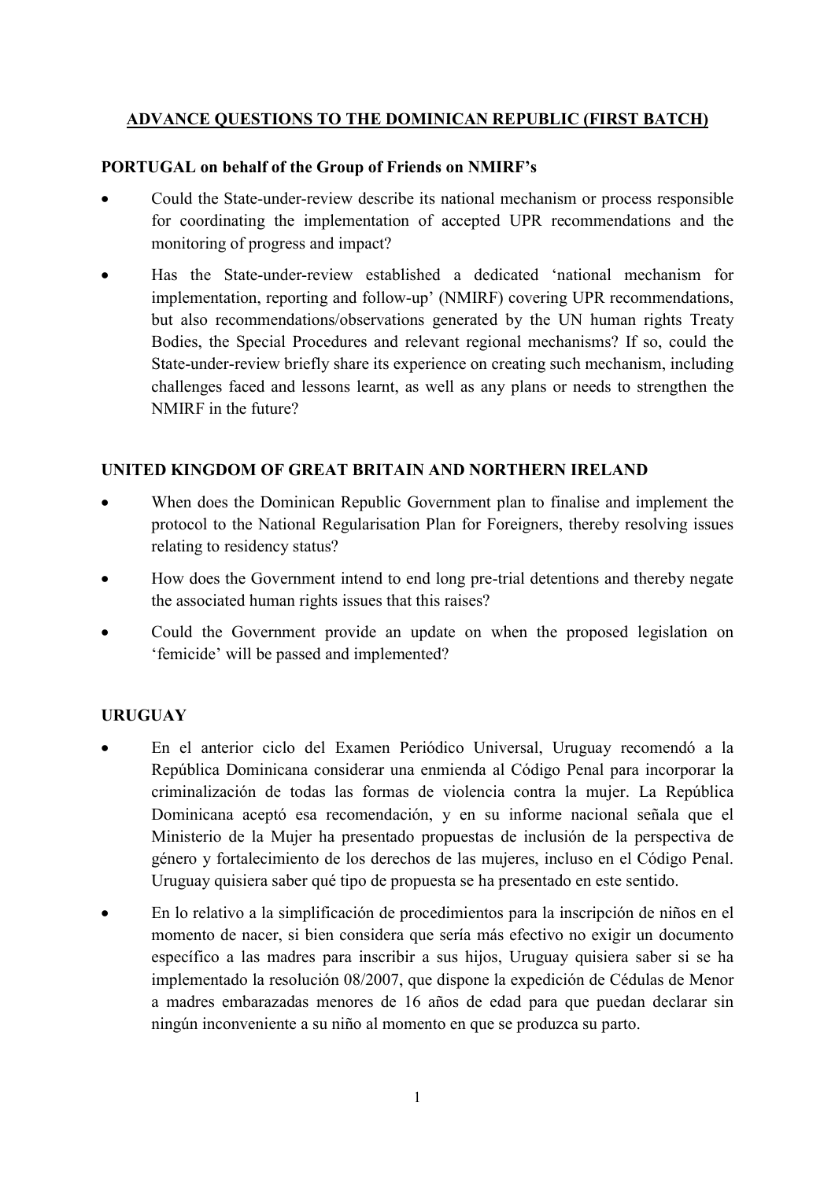## ADVANCE QUESTIONS TO THE DOMINICAN REPUBLIC (FIRST BATCH)

**PORTUGAL on behalf of the Group of Friends on NMIRF's**

- Could the State-under-review describe its national mechanism or process responsible for coordinating the implementation of accepted UPR recommendations and the monitoring of progress and impact?
- Has the State-under-review established a dedicated 'national mechanism for implementation, reporting and follow-up' (NMIRF) covering UPR recommendations, but also recommendations/observations generated by the UN human rights Treaty Bodies, the Special Procedures and relevant regional mechanisms? If so, could the State-under-review briefly share its experience on creating such mechanism, including challenges faced and lessons learnt, as well as any plans or needs to strengthen the NMIRF in the future?

**UNITED KINGDOM OF GREAT BRITAIN AND NORTHERN IRELAND**

- When does the Dominican Republic Government plan to finalise and implement the protocol to the National Regularisation Plan for Foreigners, thereby resolving issues relating to residency status?
- How does the Government intend to end long pre-trial detentions and thereby negate the associated human rights issues that this raises?
- Could the Government provide an update on when the proposed legislation on 'femicide' will be passed and implemented?

**URUGUAY**

- En el anterior ciclo del Examen Periódico Universal, Uruguay recomendó a la República Dominicana considerar una enmienda al Código Penal para incorporar la criminalización de todas las formas de violencia contra la mujer. La República Dominicana aceptó esa recomendación, y en su informe nacional señala que el Ministerio de la Mujer ha presentado propuestas de inclusión de la perspectiva de género y fortalecimiento de los derechos de las mujeres, incluso en el Código Penal. Uruguay quisiera saber qué tipo de propuesta se ha presentado en este sentido.
- En lo relativo a la simplificación de procedimientos para la inscripción de niños en el momento de nacer, si bien considera que sería más efectivo no exigir un documento específico a las madres para inscribir a sus hijos, Uruguay quisiera saber si se ha implementado la resolución 08/2007, que dispone la expedición de Cédulas de Menor a madres embarazadas menores de 16 años de edad para que puedan declarar sin ningún inconveniente a su niño al momento en que se produzca su parto.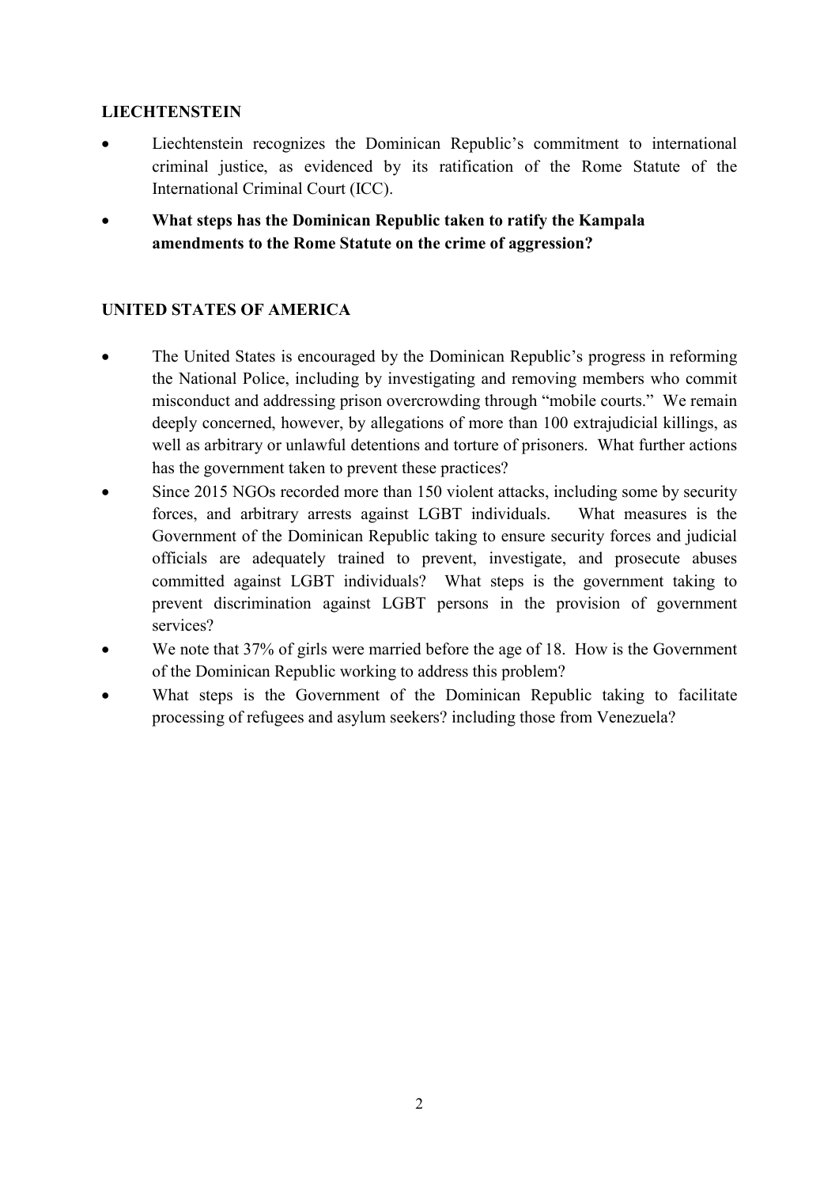**LIECHTENSTEIN**

- Liechtenstein recognizes the Dominican Republic's commitment to international criminal justice, as evidenced by its ratification of the Rome Statute of the International Criminal Court (ICC).
- **What steps has the Dominican Republic taken to ratify the Kampala amendments to the Rome Statute on the crime of aggression?**

**UNITED STATES OF AMERICA**

- The United States is encouraged by the Dominican Republic's progress in reforming the National Police, including by investigating and removing members who commit misconduct and addressing prison overcrowding through "mobile courts." We remain deeply concerned, however, by allegations of more than 100 extrajudicial killings, as well as arbitrary or unlawful detentions and torture of prisoners. What further actions has the government taken to prevent these practices?
- Since 2015 NGOs recorded more than 150 violent attacks, including some by security forces, and arbitrary arrests against LGBT individuals. What measures is the Government of the Dominican Republic taking to ensure security forces and judicial officials are adequately trained to prevent, investigate, and prosecute abuses committed against LGBT individuals? What steps is the government taking to prevent discrimination against LGBT persons in the provision of government services?
- We note that 37% of girls were married before the age of 18. How is the Government of the Dominican Republic working to address this problem?
- What steps is the Government of the Dominican Republic taking to facilitate processing of refugees and asylum seekers? including those from Venezuela?